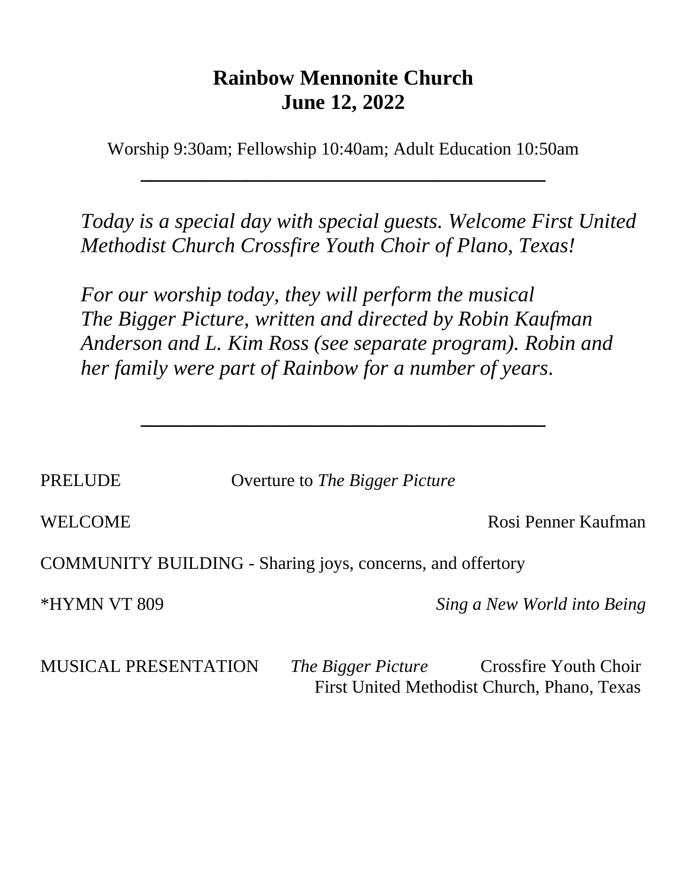# Rainbow Mennonite Church
# June 12, 2022

Worship 9:30am; Fellowship 10:40am; Adult Education 10:50am

---

*Today is a special day with special guests. Welcome First United Methodist Church Crossfire Youth Choir of Plano, Texas!*

*For our worship today, they will perform the musical The Bigger Picture, written and directed by Robin Kaufman Anderson and L. Kim Ross (see separate program). Robin and her family were part of Rainbow for a number of years.*

---

PRELUDE Overture to *The Bigger Picture*

WELCOME Rosi Penner Kaufman

COMMUNITY BUILDING - Sharing joys, concerns, and offertory

*HYMN VT 809 *Sing a New World into Being*

MUSICAL PRESENTATION *The Bigger Picture* Crossfire Youth Choir
First United Methodist Church, Phano, Texas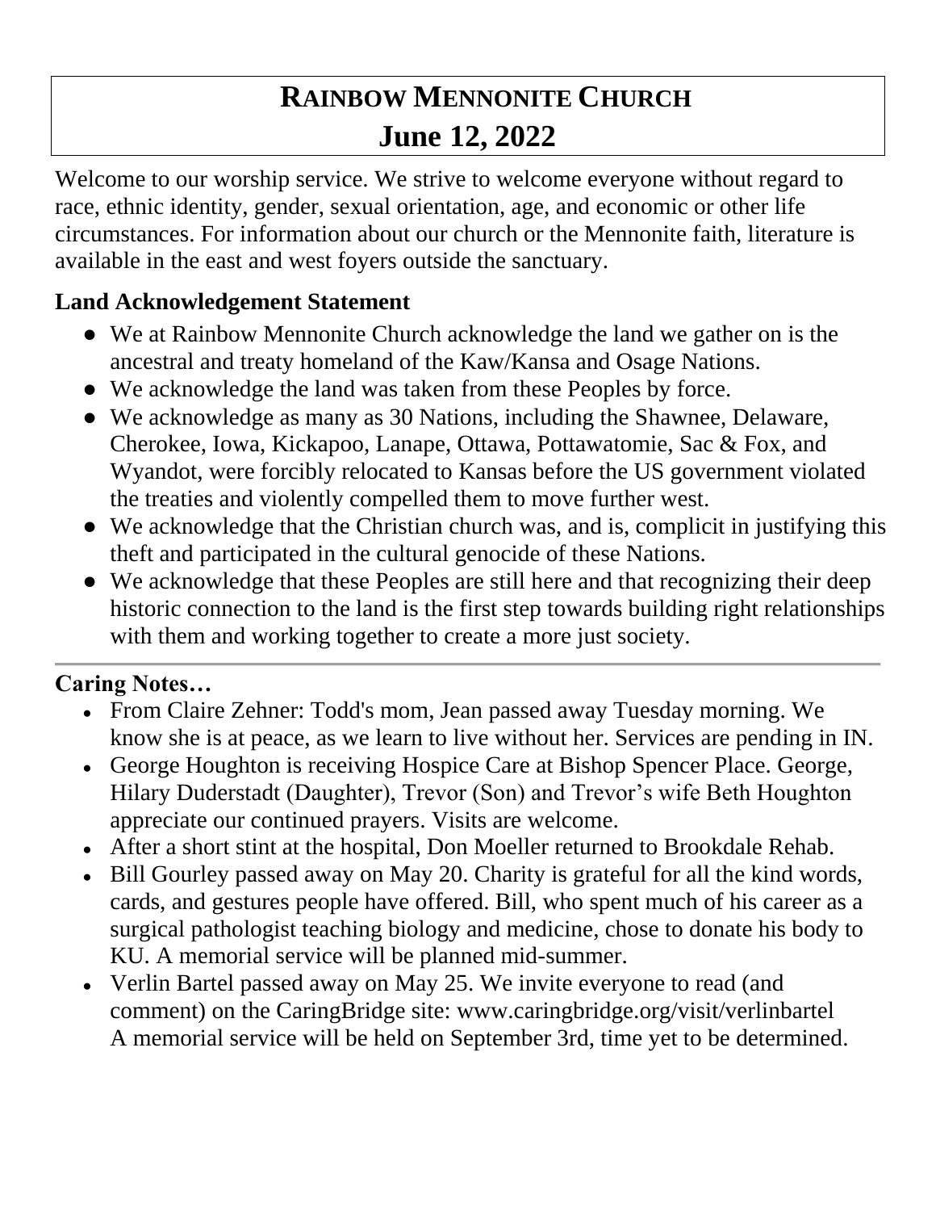# RAINBOW MENNONITE CHURCH
# June 12, 2022

Welcome to our worship service. We strive to welcome everyone without regard to race, ethnic identity, gender, sexual orientation, age, and economic or other life circumstances. For information about our church or the Mennonite faith, literature is available in the east and west foyers outside the sanctuary.

### Land Acknowledgement Statement

- We at Rainbow Mennonite Church acknowledge the land we gather on is the ancestral and treaty homeland of the Kaw/Kansa and Osage Nations.
- We acknowledge the land was taken from these Peoples by force.
- We acknowledge as many as 30 Nations, including the Shawnee, Delaware, Cherokee, Iowa, Kickapoo, Lanape, Ottawa, Pottawatomie, Sac & Fox, and Wyandot, were forcibly relocated to Kansas before the US government violated the treaties and violently compelled them to move further west.
- We acknowledge that the Christian church was, and is, complicit in justifying this theft and participated in the cultural genocide of these Nations.
- We acknowledge that these Peoples are still here and that recognizing their deep historic connection to the land is the first step towards building right relationships with them and working together to create a more just society.

---

### Caring Notes…

- From Claire Zehner: Todd's mom, Jean passed away Tuesday morning. We know she is at peace, as we learn to live without her. Services are pending in IN.
- George Houghton is receiving Hospice Care at Bishop Spencer Place. George, Hilary Duderstadt (Daughter), Trevor (Son) and Trevor's wife Beth Houghton appreciate our continued prayers. Visits are welcome.
- After a short stint at the hospital, Don Moeller returned to Brookdale Rehab.
- Bill Gourley passed away on May 20. Charity is grateful for all the kind words, cards, and gestures people have offered. Bill, who spent much of his career as a surgical pathologist teaching biology and medicine, chose to donate his body to KU. A memorial service will be planned mid-summer.
- Verlin Bartel passed away on May 25. We invite everyone to read (and comment) on the CaringBridge site: www.caringbridge.org/visit/verlinbartel A memorial service will be held on September 3rd, time yet to be determined.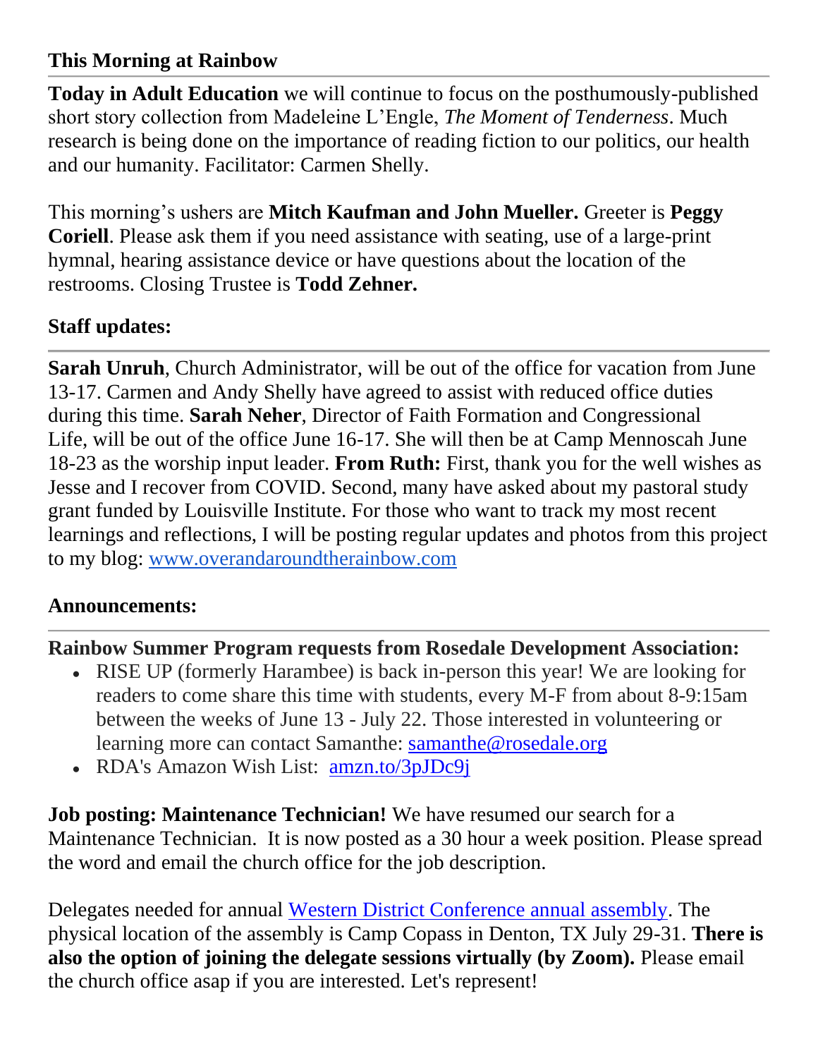## This Morning at Rainbow

**Today in Adult Education** we will continue to focus on the posthumously-published short story collection from Madeleine L'Engle, *The Moment of Tenderness*. Much research is being done on the importance of reading fiction to our politics, our health and our humanity. Facilitator: Carmen Shelly.

This morning's ushers are **Mitch Kaufman and John Mueller.** Greeter is **Peggy Coriell**. Please ask them if you need assistance with seating, use of a large-print hymnal, hearing assistance device or have questions about the location of the restrooms. Closing Trustee is **Todd Zehner.**

## Staff updates:

**Sarah Unruh**, Church Administrator, will be out of the office for vacation from June 13-17. Carmen and Andy Shelly have agreed to assist with reduced office duties during this time. **Sarah Neher**, Director of Faith Formation and Congressional Life, will be out of the office June 16-17. She will then be at Camp Mennoscah June 18-23 as the worship input leader. **From Ruth:** First, thank you for the well wishes as Jesse and I recover from COVID. Second, many have asked about my pastoral study grant funded by Louisville Institute. For those who want to track my most recent learnings and reflections, I will be posting regular updates and photos from this project to my blog: [www.overandaroundtherainbow.com](www.overandaroundtherainbow.com)

## Announcements:

**Rainbow Summer Program requests from Rosedale Development Association:**

- RISE UP (formerly Harambee) is back in-person this year! We are looking for readers to come share this time with students, every M-F from about 8-9:15am between the weeks of June 13 - July 22. Those interested in volunteering or learning more can contact Samanthe: [samanthe@rosedale.org](mailto:samanthe@rosedale.org)
- RDA's Amazon Wish List: [amzn.to/3pJDc9j](amzn.to/3pJDc9j)

**Job posting: Maintenance Technician!** We have resumed our search for a Maintenance Technician. It is now posted as a 30 hour a week position. Please spread the word and email the church office for the job description.

Delegates needed for annual Western District Conference annual assembly. The physical location of the assembly is Camp Copass in Denton, TX July 29-31. **There is also the option of joining the delegate sessions virtually (by Zoom).** Please email the church office asap if you are interested. Let's represent!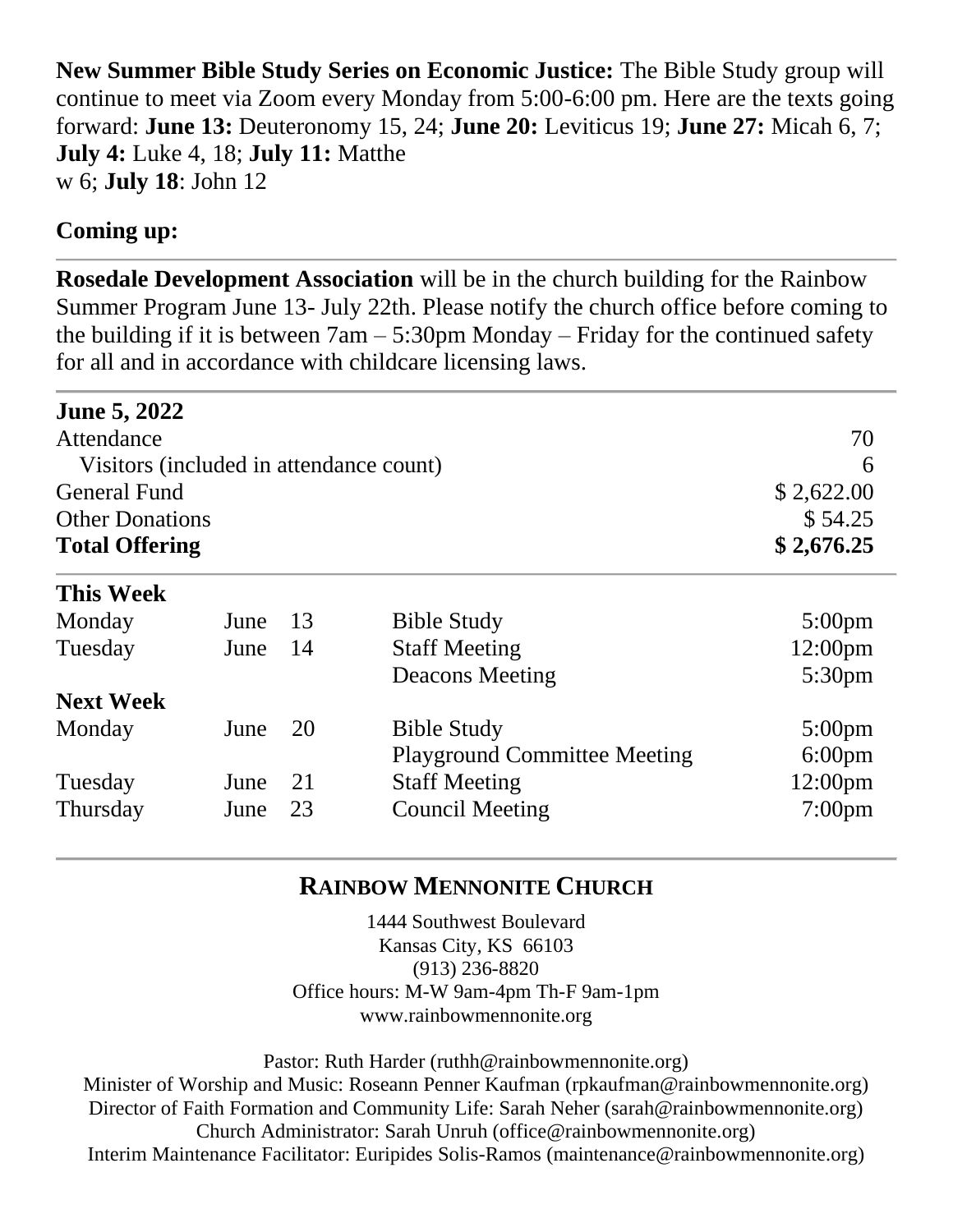**New Summer Bible Study Series on Economic Justice:** The Bible Study group will continue to meet via Zoom every Monday from 5:00-6:00 pm. Here are the texts going forward: **June 13:** Deuteronomy 15, 24; **June 20:** Leviticus 19; **June 27:** Micah 6, 7; **July 4:** Luke 4, 18; **July 11:** Matthe
w 6; **July 18**: John 12

**Coming up:**

---

**Rosedale Development Association** will be in the church building for the Rainbow Summer Program June 13- July 22th. Please notify the church office before coming to the building if it is between 7am – 5:30pm Monday – Friday for the continued safety for all and in accordance with childcare licensing laws.

---

| **June 5, 2022** | |
|---|---|
| Attendance | 70 |
| Visitors (included in attendance count) | 6 |
| General Fund | $ 2,622.00 |
| Other Donations | $ 54.25 |
| **Total Offering** | **$ 2,676.25** |

| | | | | |
|---|---|---|---|---|
| **This Week** | | | | |
| Monday | June | 13 | Bible Study | 5:00pm |
| Tuesday | June | 14 | Staff Meeting | 12:00pm |
| | | | Deacons Meeting | 5:30pm |
| **Next Week** | | | | |
| Monday | June | 20 | Bible Study | 5:00pm |
| | | | Playground Committee Meeting | 6:00pm |
| Tuesday | June | 21 | Staff Meeting | 12:00pm |
| Thursday | June | 23 | Council Meeting | 7:00pm |

---

## RAINBOW MENNONITE CHURCH

1444 Southwest Boulevard
Kansas City, KS 66103
(913) 236-8820
Office hours: M-W 9am-4pm Th-F 9am-1pm
www.rainbowmennonite.org

Pastor: Ruth Harder (ruthh@rainbowmennonite.org)
Minister of Worship and Music: Roseann Penner Kaufman (rpkaufman@rainbowmennonite.org)
Director of Faith Formation and Community Life: Sarah Neher (sarah@rainbowmennonite.org)
Church Administrator: Sarah Unruh (office@rainbowmennonite.org)
Interim Maintenance Facilitator: Euripides Solis-Ramos (maintenance@rainbowmennonite.org)